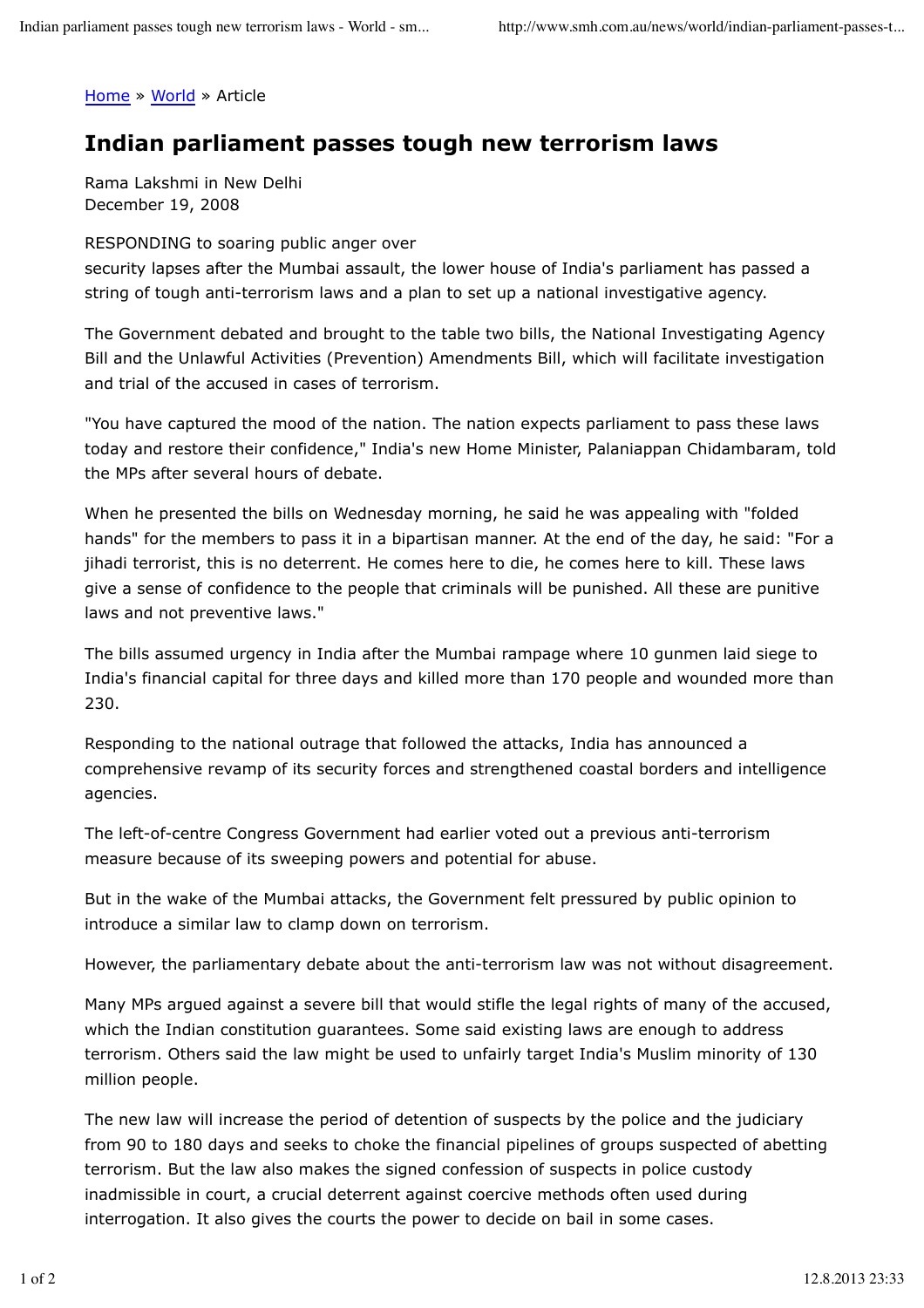Home » World » Article

# Indian parliament passes tough new terrorism laws

Rama Lakshmi in New Delhi
December 19, 2008

RESPONDING to soaring public anger over security lapses after the Mumbai assault, the lower house of India's parliament has passed a string of tough anti-terrorism laws and a plan to set up a national investigative agency.

The Government debated and brought to the table two bills, the National Investigating Agency Bill and the Unlawful Activities (Prevention) Amendments Bill, which will facilitate investigation and trial of the accused in cases of terrorism.

"You have captured the mood of the nation. The nation expects parliament to pass these laws today and restore their confidence," India's new Home Minister, Palaniappan Chidambaram, told the MPs after several hours of debate.

When he presented the bills on Wednesday morning, he said he was appealing with "folded hands" for the members to pass it in a bipartisan manner. At the end of the day, he said: "For a jihadi terrorist, this is no deterrent. He comes here to die, he comes here to kill. These laws give a sense of confidence to the people that criminals will be punished. All these are punitive laws and not preventive laws."

The bills assumed urgency in India after the Mumbai rampage where 10 gunmen laid siege to India's financial capital for three days and killed more than 170 people and wounded more than 230.

Responding to the national outrage that followed the attacks, India has announced a comprehensive revamp of its security forces and strengthened coastal borders and intelligence agencies.

The left-of-centre Congress Government had earlier voted out a previous anti-terrorism measure because of its sweeping powers and potential for abuse.

But in the wake of the Mumbai attacks, the Government felt pressured by public opinion to introduce a similar law to clamp down on terrorism.

However, the parliamentary debate about the anti-terrorism law was not without disagreement.

Many MPs argued against a severe bill that would stifle the legal rights of many of the accused, which the Indian constitution guarantees. Some said existing laws are enough to address terrorism. Others said the law might be used to unfairly target India's Muslim minority of 130 million people.

The new law will increase the period of detention of suspects by the police and the judiciary from 90 to 180 days and seeks to choke the financial pipelines of groups suspected of abetting terrorism. But the law also makes the signed confession of suspects in police custody inadmissible in court, a crucial deterrent against coercive methods often used during interrogation. It also gives the courts the power to decide on bail in some cases.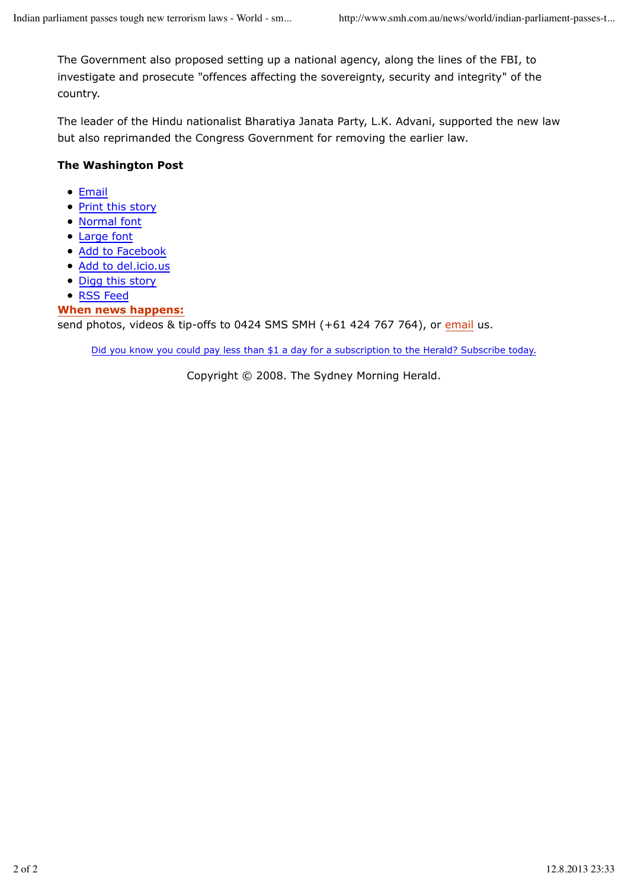The Government also proposed setting up a national agency, along the lines of the FBI, to investigate and prosecute "offences affecting the sovereignty, security and integrity" of the country.

The leader of the Hindu nationalist Bharatiya Janata Party, L.K. Advani, supported the new law but also reprimanded the Congress Government for removing the earlier law.

**The Washington Post**

- Email
- Print this story
- Normal font
- Large font
- Add to Facebook
- Add to del.icio.us
- Digg this story
- RSS Feed

**When news happens:**
send photos, videos & tip-offs to 0424 SMS SMH (+61 424 767 764), or email us.

Did you know you could pay less than $1 a day for a subscription to the Herald? Subscribe today.

Copyright © 2008. The Sydney Morning Herald.